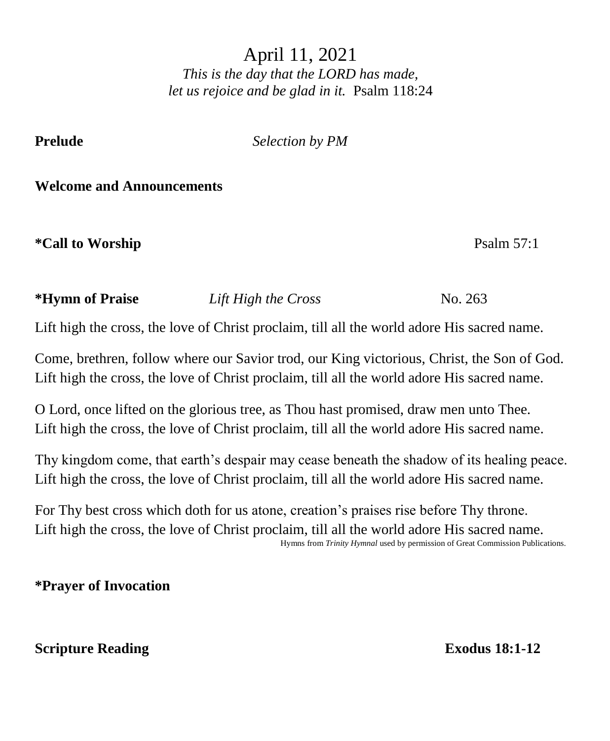# April 11, 2021

*This is the day that the LORD has made,*
*let us rejoice and be glad in it.* Psalm 118:24

**Prelude** *Selection by PM*

**Welcome and Announcements**

**\*Call to Worship** Psalm 57:1

**\*Hymn of Praise** *Lift High the Cross* No. 263

Lift high the cross, the love of Christ proclaim, till all the world adore His sacred name.

Come, brethren, follow where our Savior trod, our King victorious, Christ, the Son of God.
Lift high the cross, the love of Christ proclaim, till all the world adore His sacred name.

O Lord, once lifted on the glorious tree, as Thou hast promised, draw men unto Thee.
Lift high the cross, the love of Christ proclaim, till all the world adore His sacred name.

Thy kingdom come, that earth's despair may cease beneath the shadow of its healing peace.
Lift high the cross, the love of Christ proclaim, till all the world adore His sacred name.

For Thy best cross which doth for us atone, creation's praises rise before Thy throne.
Lift high the cross, the love of Christ proclaim, till all the world adore His sacred name.

Hymns from *Trinity Hymnal* used by permission of Great Commission Publications.

**\*Prayer of Invocation**

**Scripture Reading** **Exodus 18:1-12**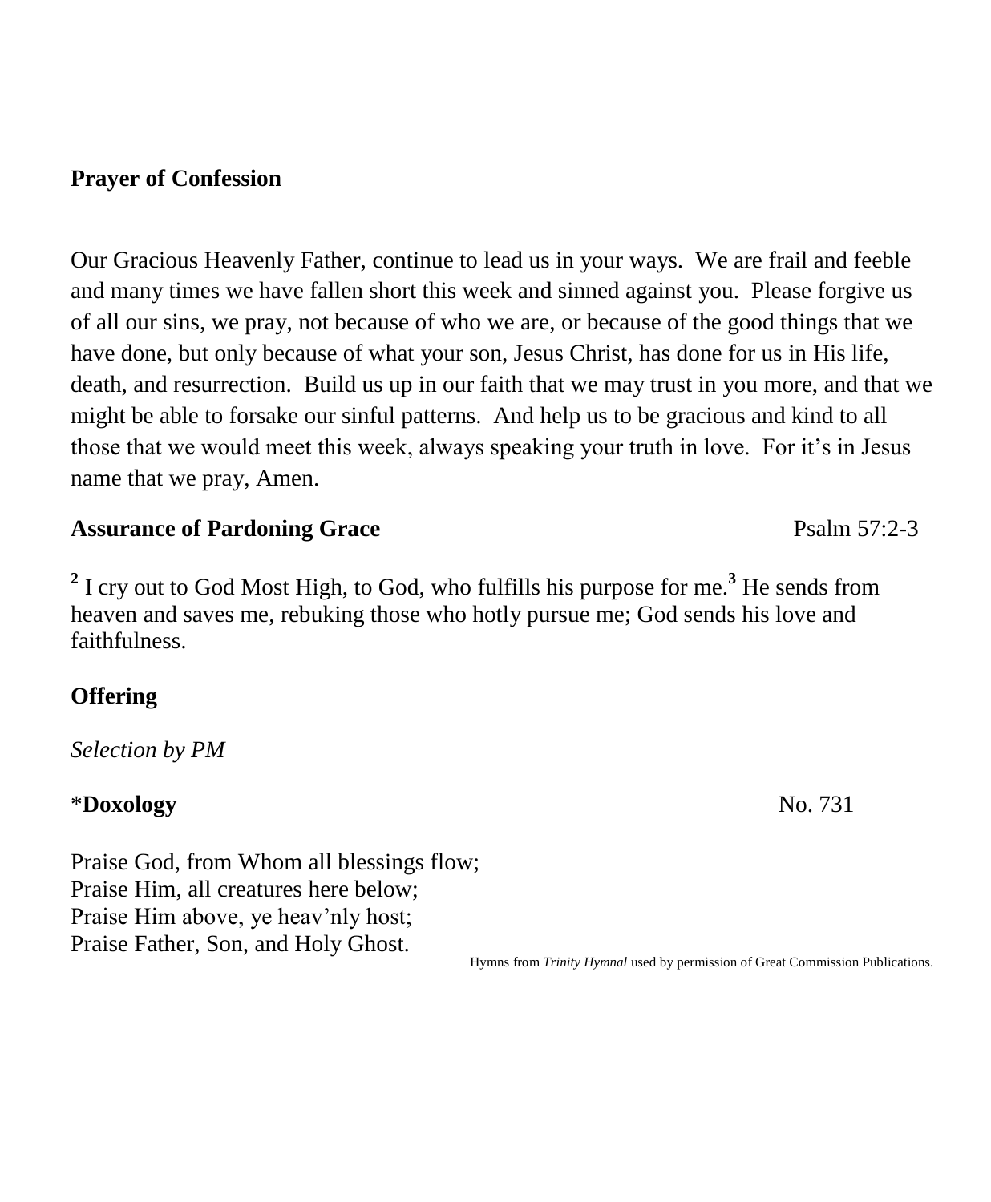**Prayer of Confession**

Our Gracious Heavenly Father, continue to lead us in your ways. We are frail and feeble and many times we have fallen short this week and sinned against you. Please forgive us of all our sins, we pray, not because of who we are, or because of the good things that we have done, but only because of what your son, Jesus Christ, has done for us in His life, death, and resurrection. Build us up in our faith that we may trust in you more, and that we might be able to forsake our sinful patterns. And help us to be gracious and kind to all those that we would meet this week, always speaking your truth in love. For it's in Jesus name that we pray, Amen.

**Assurance of Pardoning Grace** Psalm 57:2-3

[2] I cry out to God Most High, to God, who fulfills his purpose for me.[3] He sends from heaven and saves me, rebuking those who hotly pursue me; God sends his love and faithfulness.

**Offering**

*Selection by PM*

\***Doxology** No. 731

Praise God, from Whom all blessings flow;
Praise Him, all creatures here below;
Praise Him above, ye heav'nly host;
Praise Father, Son, and Holy Ghost.

Hymns from *Trinity Hymnal* used by permission of Great Commission Publications.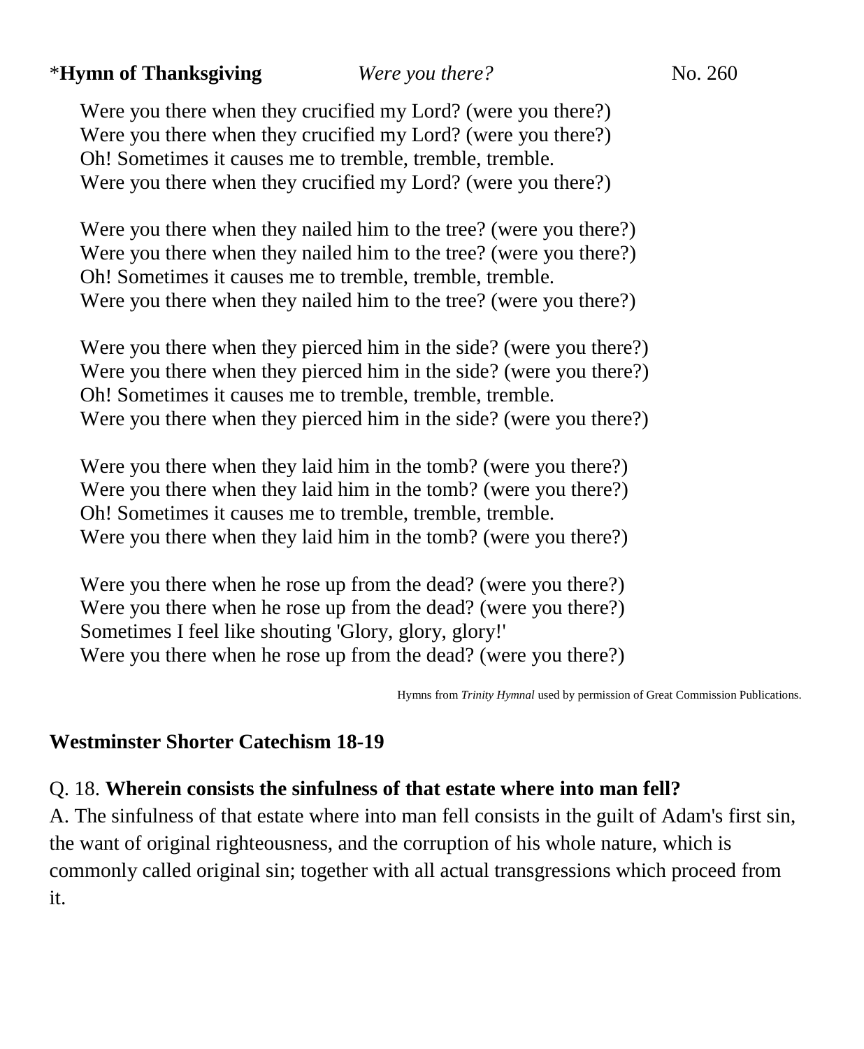*__Hymn of Thanksgiving__ *Were you there?* No. 260

Were you there when they crucified my Lord? (were you there?)
Were you there when they crucified my Lord? (were you there?)
Oh! Sometimes it causes me to tremble, tremble, tremble.
Were you there when they crucified my Lord? (were you there?)

Were you there when they nailed him to the tree? (were you there?)
Were you there when they nailed him to the tree? (were you there?)
Oh! Sometimes it causes me to tremble, tremble, tremble.
Were you there when they nailed him to the tree? (were you there?)

Were you there when they pierced him in the side? (were you there?)
Were you there when they pierced him in the side? (were you there?)
Oh! Sometimes it causes me to tremble, tremble, tremble.
Were you there when they pierced him in the side? (were you there?)

Were you there when they laid him in the tomb? (were you there?)
Were you there when they laid him in the tomb? (were you there?)
Oh! Sometimes it causes me to tremble, tremble, tremble.
Were you there when they laid him in the tomb? (were you there?)

Were you there when he rose up from the dead? (were you there?)
Were you there when he rose up from the dead? (were you there?)
Sometimes I feel like shouting 'Glory, glory, glory!'
Were you there when he rose up from the dead? (were you there?)

Hymns from *Trinity Hymnal* used by permission of Great Commission Publications.

## Westminster Shorter Catechism 18-19

Q. 18. **Wherein consists the sinfulness of that estate where into man fell?**
A. The sinfulness of that estate where into man fell consists in the guilt of Adam's first sin, the want of original righteousness, and the corruption of his whole nature, which is commonly called original sin; together with all actual transgressions which proceed from it.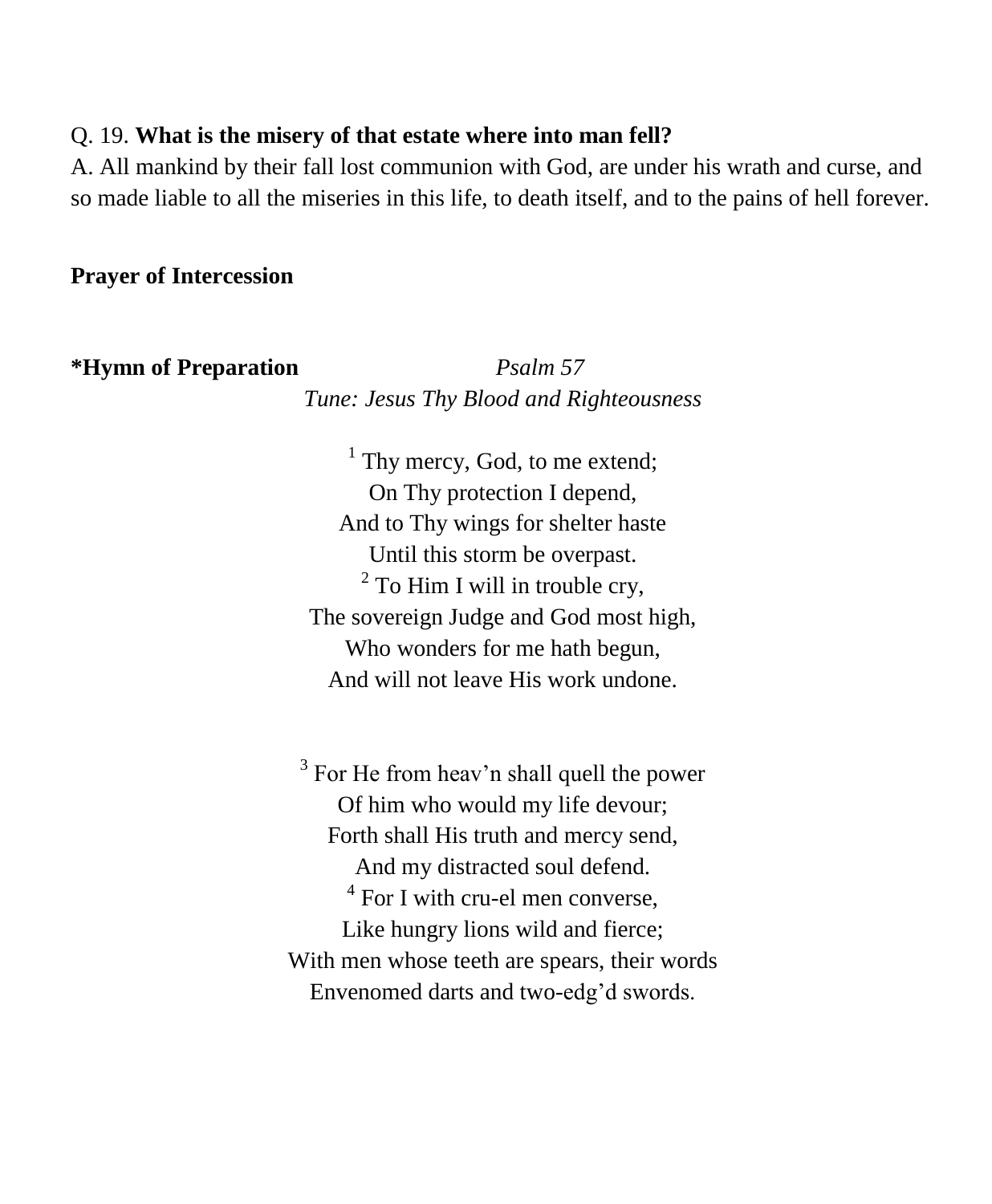Q. 19. **What is the misery of that estate where into man fell?**
A. All mankind by their fall lost communion with God, are under his wrath and curse, and so made liable to all the miseries in this life, to death itself, and to the pains of hell forever.

**Prayer of Intercession**

**\*Hymn of Preparation** *Psalm 57*
*Tune: Jesus Thy Blood and Righteousness*

[1] Thy mercy, God, to me extend;
On Thy protection I depend,
And to Thy wings for shelter haste
Until this storm be overpast.
[2] To Him I will in trouble cry,
The sovereign Judge and God most high,
Who wonders for me hath begun,
And will not leave His work undone.

[3] For He from heav'n shall quell the power
Of him who would my life devour;
Forth shall His truth and mercy send,
And my distracted soul defend.
[4] For I with cru-el men converse,
Like hungry lions wild and fierce;
With men whose teeth are spears, their words
Envenomed darts and two-edg'd swords.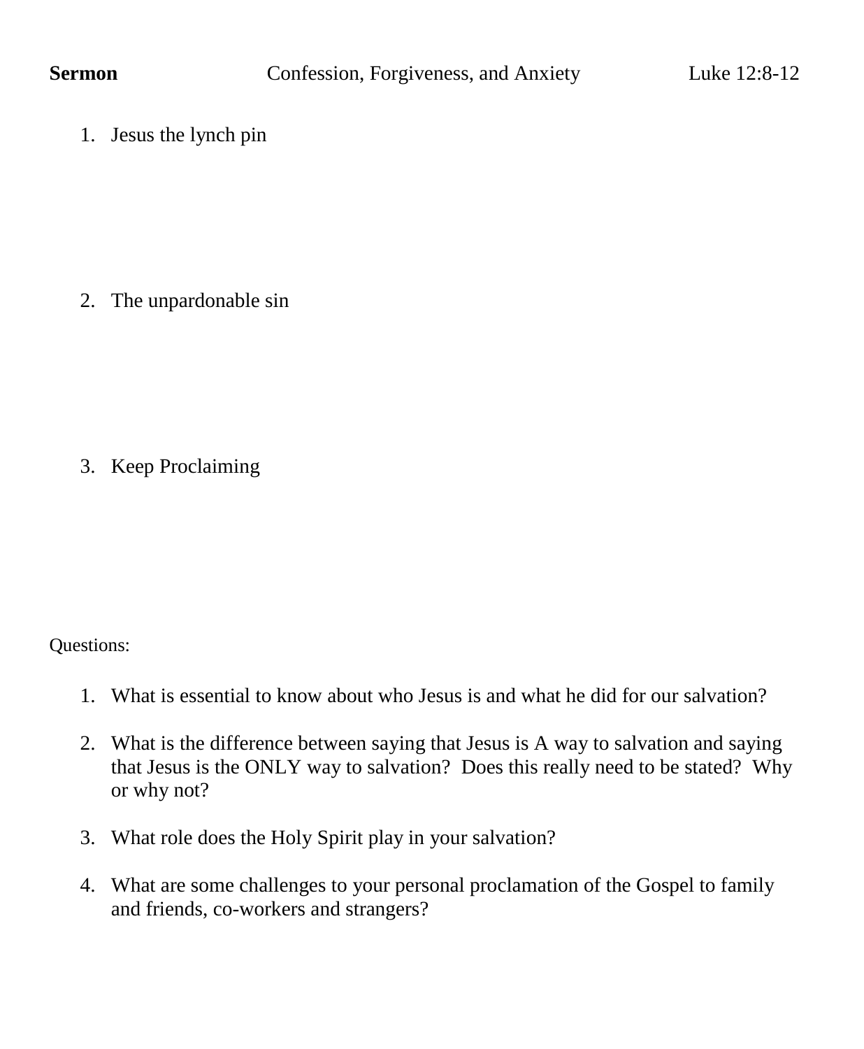**Sermon** Confession, Forgiveness, and Anxiety Luke 12:8-12

1. Jesus the lynch pin

2. The unpardonable sin

3. Keep Proclaiming

Questions:

1. What is essential to know about who Jesus is and what he did for our salvation?

2. What is the difference between saying that Jesus is A way to salvation and saying that Jesus is the ONLY way to salvation? Does this really need to be stated? Why or why not?

3. What role does the Holy Spirit play in your salvation?

4. What are some challenges to your personal proclamation of the Gospel to family and friends, co-workers and strangers?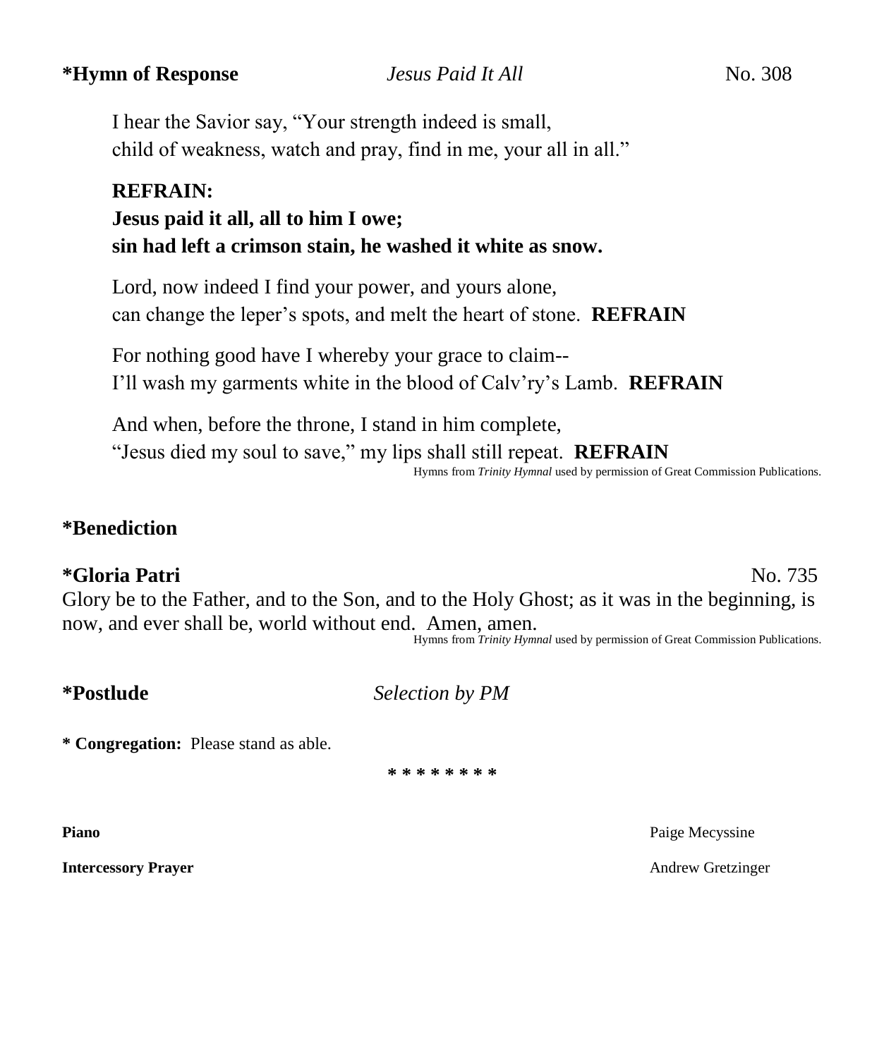**\*Hymn of Response** *Jesus Paid It All* No. 308

I hear the Savior say, "Your strength indeed is small,
child of weakness, watch and pray, find in me, your all in all."

**REFRAIN:**
**Jesus paid it all, all to him I owe;**
**sin had left a crimson stain, he washed it white as snow.**

Lord, now indeed I find your power, and yours alone,
can change the leper's spots, and melt the heart of stone. **REFRAIN**

For nothing good have I whereby your grace to claim--
I'll wash my garments white in the blood of Calv'ry's Lamb. **REFRAIN**

And when, before the throne, I stand in him complete,
"Jesus died my soul to save," my lips shall still repeat. **REFRAIN**

Hymns from *Trinity Hymnal* used by permission of Great Commission Publications.

**\*Benediction**

**\*Gloria Patri** No. 735

Glory be to the Father, and to the Son, and to the Holy Ghost; as it was in the beginning, is now, and ever shall be, world without end. Amen, amen.

Hymns from *Trinity Hymnal* used by permission of Great Commission Publications.

**\*Postlude** *Selection by PM*

**\* Congregation:** Please stand as able.

\* \* \* \* \* \* \* \*

**Piano** Paige Mecyssine

**Intercessory Prayer** Andrew Gretzinger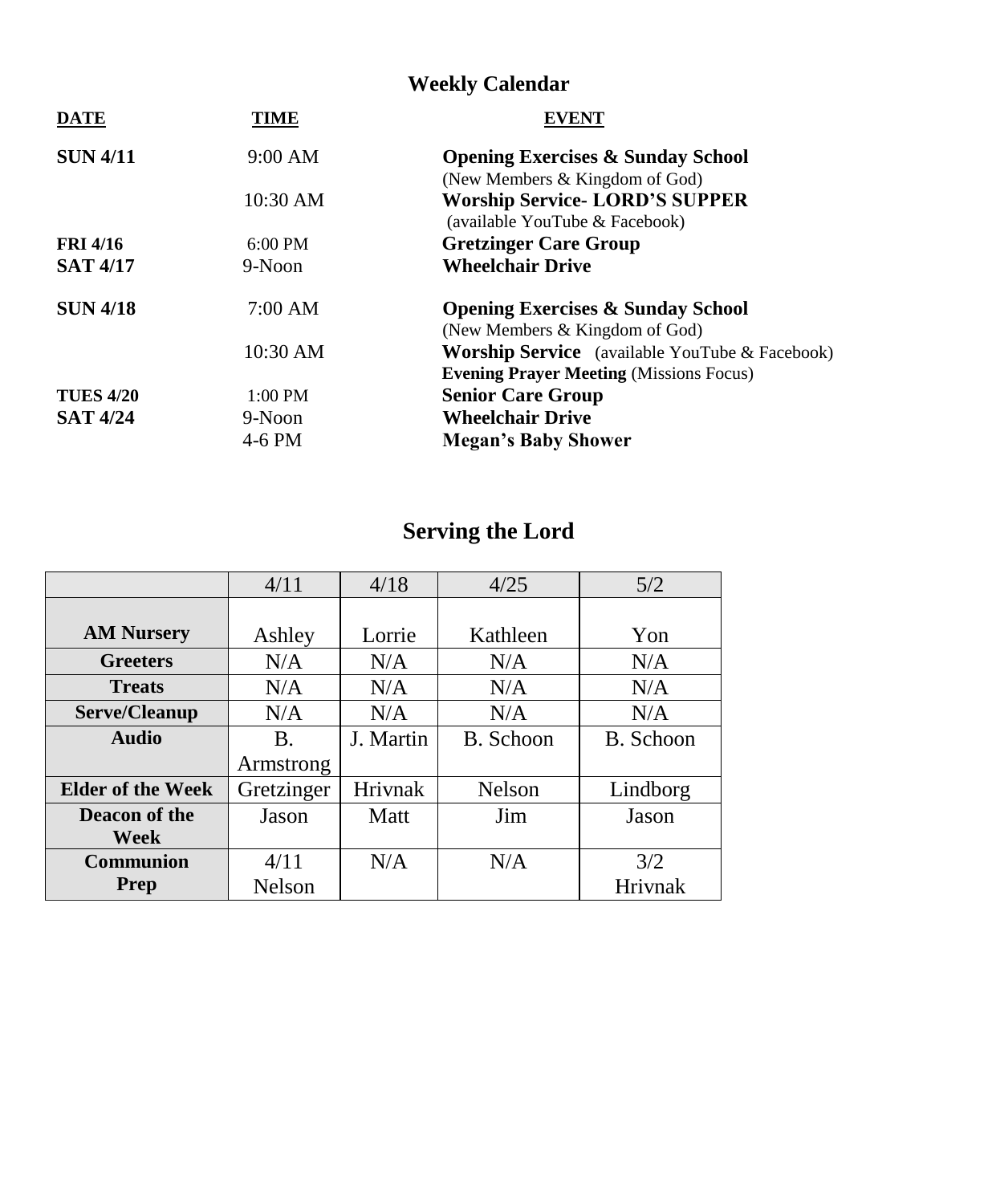## Weekly Calendar

| DATE | TIME | EVENT |
|---|---|---|
| **SUN 4/11** | 9:00 AM | **Opening Exercises & Sunday School** (New Members & Kingdom of God) |
| | 10:30 AM | **Worship Service- LORD'S SUPPER** (available YouTube & Facebook) |
| **FRI 4/16** | 6:00 PM | **Gretzinger Care Group** |
| **SAT 4/17** | 9-Noon | **Wheelchair Drive** |
| **SUN 4/18** | 7:00 AM | **Opening Exercises & Sunday School** (New Members & Kingdom of God) |
| | 10:30 AM | **Worship Service** (available YouTube & Facebook) |
| | | **Evening Prayer Meeting** (Missions Focus) |
| **TUES 4/20** | 1:00 PM | **Senior Care Group** |
| **SAT 4/24** | 9-Noon | **Wheelchair Drive** |
| | 4-6 PM | **Megan's Baby Shower** |

## Serving the Lord

| | 4/11 | 4/18 | 4/25 | 5/2 |
|---|---|---|---|---|
| **AM Nursery** | Ashley | Lorrie | Kathleen | Yon |
| **Greeters** | N/A | N/A | N/A | N/A |
| **Treats** | N/A | N/A | N/A | N/A |
| **Serve/Cleanup** | N/A | N/A | N/A | N/A |
| **Audio** | B. Armstrong | J. Martin | B. Schoon | B. Schoon |
| **Elder of the Week** | Gretzinger | Hrivnak | Nelson | Lindborg |
| **Deacon of the Week** | Jason | Matt | Jim | Jason |
| **Communion Prep** | 4/11 Nelson | N/A | N/A | 3/2 Hrivnak |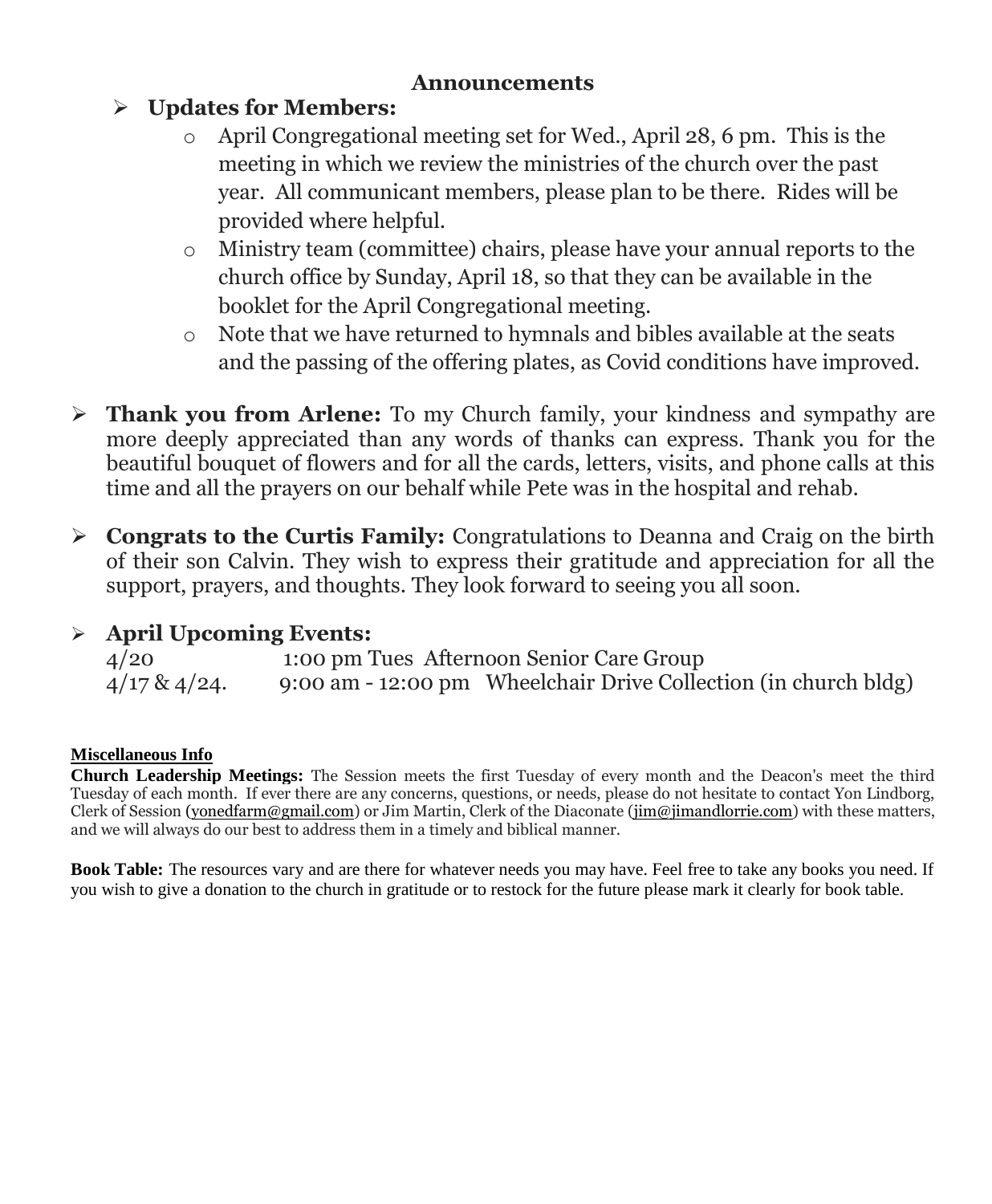## Announcements

- **Updates for Members:**
    - April Congregational meeting set for Wed., April 28, 6 pm. This is the meeting in which we review the ministries of the church over the past year. All communicant members, please plan to be there. Rides will be provided where helpful.
    - Ministry team (committee) chairs, please have your annual reports to the church office by Sunday, April 18, so that they can be available in the booklet for the April Congregational meeting.
    - Note that we have returned to hymnals and bibles available at the seats and the passing of the offering plates, as Covid conditions have improved.

- **Thank you from Arlene:** To my Church family, your kindness and sympathy are more deeply appreciated than any words of thanks can express. Thank you for the beautiful bouquet of flowers and for all the cards, letters, visits, and phone calls at this time and all the prayers on our behalf while Pete was in the hospital and rehab.

- **Congrats to the Curtis Family:** Congratulations to Deanna and Craig on the birth of their son Calvin. They wish to express their gratitude and appreciation for all the support, prayers, and thoughts. They look forward to seeing you all soon.

- **April Upcoming Events:**

| | |
|---|---|
| 4/20 | 1:00 pm Tues Afternoon Senior Care Group |
| 4/17 & 4/24. | 9:00 am - 12:00 pm Wheelchair Drive Collection (in church bldg) |

**Miscellaneous Info**

**Church Leadership Meetings:** The Session meets the first Tuesday of every month and the Deacon's meet the third Tuesday of each month. If ever there are any concerns, questions, or needs, please do not hesitate to contact Yon Lindborg, Clerk of Session (yonedfarm@gmail.com) or Jim Martin, Clerk of the Diaconate (jim@jimandlorrie.com) with these matters, and we will always do our best to address them in a timely and biblical manner.

**Book Table:** The resources vary and are there for whatever needs you may have. Feel free to take any books you need. If you wish to give a donation to the church in gratitude or to restock for the future please mark it clearly for book table.